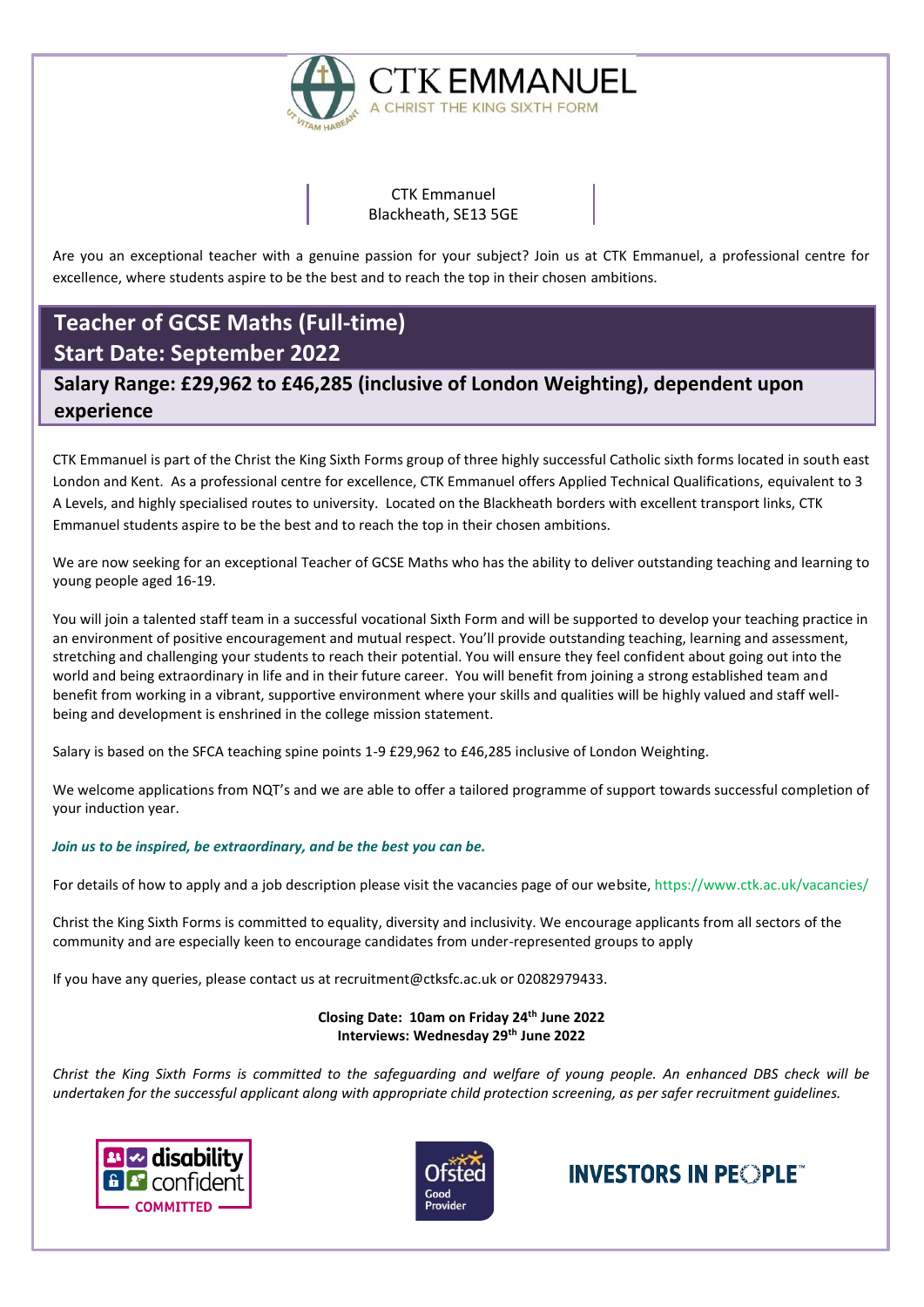CTK EMMANUEL
A CHRIST THE KING SIXTH FORM

CTK Emmanuel
Blackheath, SE13 5GE

Are you an exceptional teacher with a genuine passion for your subject? Join us at CTK Emmanuel, a professional centre for excellence, where students aspire to be the best and to reach the top in their chosen ambitions.

## Teacher of GCSE Maths (Full-time)
## Start Date: September 2022
### Salary Range: £29,962 to £46,285 (inclusive of London Weighting), dependent upon experience

CTK Emmanuel is part of the Christ the King Sixth Forms group of three highly successful Catholic sixth forms located in south east London and Kent. As a professional centre for excellence, CTK Emmanuel offers Applied Technical Qualifications, equivalent to 3 A Levels, and highly specialised routes to university. Located on the Blackheath borders with excellent transport links, CTK Emmanuel students aspire to be the best and to reach the top in their chosen ambitions.

We are now seeking for an exceptional Teacher of GCSE Maths who has the ability to deliver outstanding teaching and learning to young people aged 16-19.

You will join a talented staff team in a successful vocational Sixth Form and will be supported to develop your teaching practice in an environment of positive encouragement and mutual respect. You'll provide outstanding teaching, learning and assessment, stretching and challenging your students to reach their potential. You will ensure they feel confident about going out into the world and being extraordinary in life and in their future career. You will benefit from joining a strong established team and benefit from working in a vibrant, supportive environment where your skills and qualities will be highly valued and staff well-being and development is enshrined in the college mission statement.

Salary is based on the SFCA teaching spine points 1-9 £29,962 to £46,285 inclusive of London Weighting.

We welcome applications from NQT's and we are able to offer a tailored programme of support towards successful completion of your induction year.

***Join us to be inspired, be extraordinary, and be the best you can be.***

For details of how to apply and a job description please visit the vacancies page of our website, https://www.ctk.ac.uk/vacancies/

Christ the King Sixth Forms is committed to equality, diversity and inclusivity. We encourage applicants from all sectors of the community and are especially keen to encourage candidates from under-represented groups to apply

If you have any queries, please contact us at recruitment@ctksfc.ac.uk or 02082979433.

**Closing Date: 10am on Friday 24th June 2022**
**Interviews: Wednesday 29th June 2022**

*Christ the King Sixth Forms is committed to the safeguarding and welfare of young people. An enhanced DBS check will be undertaken for the successful applicant along with appropriate child protection screening, as per safer recruitment guidelines.*

disability confident COMMITTED

Ofsted Good Provider

INVESTORS IN PEOPLE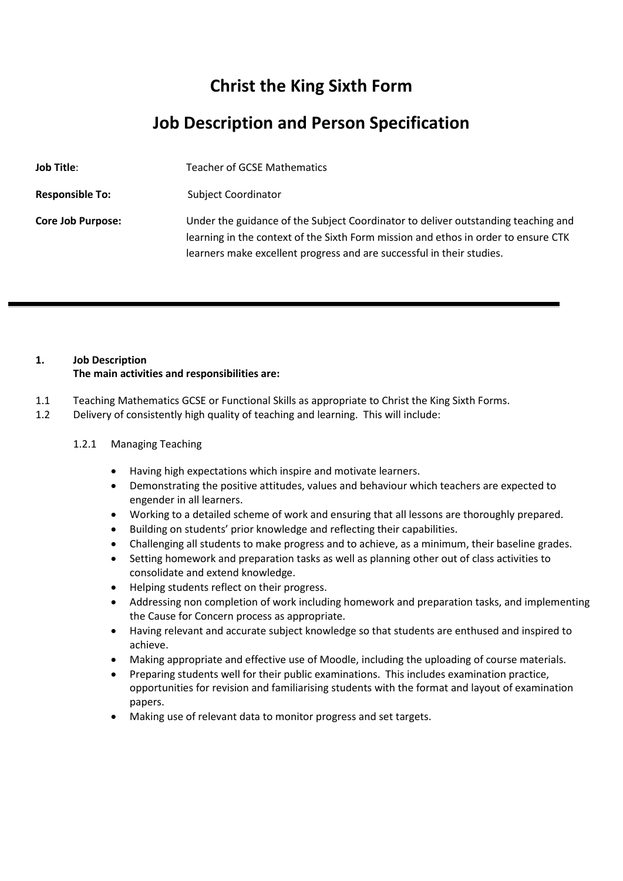# Christ the King Sixth Form

## Job Description and Person Specification

**Job Title**: Teacher of GCSE Mathematics

**Responsible To:** Subject Coordinator

**Core Job Purpose:** Under the guidance of the Subject Coordinator to deliver outstanding teaching and learning in the context of the Sixth Form mission and ethos in order to ensure CTK learners make excellent progress and are successful in their studies.

---

**1. Job Description**
**The main activities and responsibilities are:**

1.1 Teaching Mathematics GCSE or Functional Skills as appropriate to Christ the King Sixth Forms.

1.2 Delivery of consistently high quality of teaching and learning. This will include:

1.2.1 Managing Teaching

- Having high expectations which inspire and motivate learners.
- Demonstrating the positive attitudes, values and behaviour which teachers are expected to engender in all learners.
- Working to a detailed scheme of work and ensuring that all lessons are thoroughly prepared.
- Building on students' prior knowledge and reflecting their capabilities.
- Challenging all students to make progress and to achieve, as a minimum, their baseline grades.
- Setting homework and preparation tasks as well as planning other out of class activities to consolidate and extend knowledge.
- Helping students reflect on their progress.
- Addressing non completion of work including homework and preparation tasks, and implementing the Cause for Concern process as appropriate.
- Having relevant and accurate subject knowledge so that students are enthused and inspired to achieve.
- Making appropriate and effective use of Moodle, including the uploading of course materials.
- Preparing students well for their public examinations. This includes examination practice, opportunities for revision and familiarising students with the format and layout of examination papers.
- Making use of relevant data to monitor progress and set targets.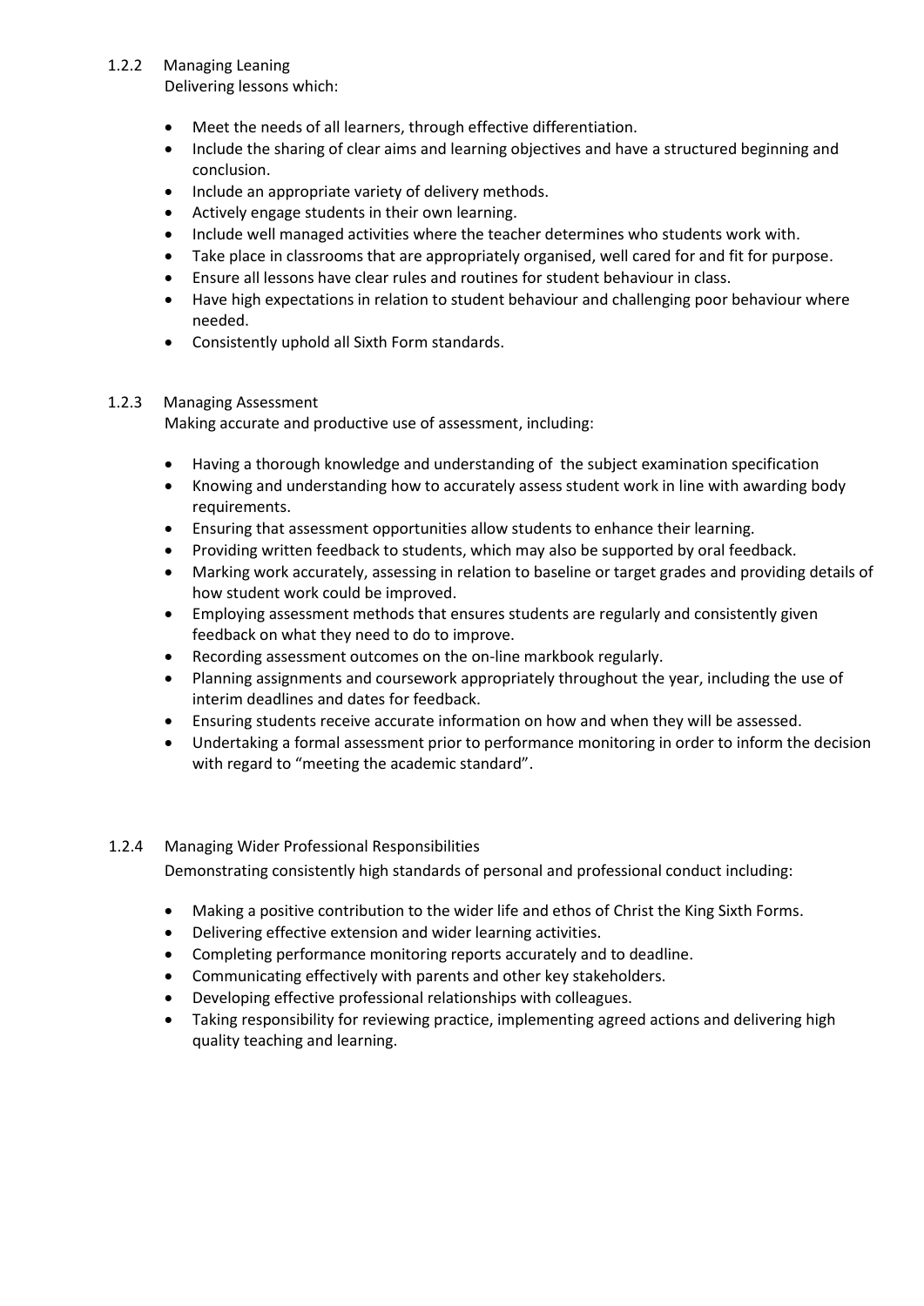### 1.2.2 Managing Leaning

Delivering lessons which:

- Meet the needs of all learners, through effective differentiation.
- Include the sharing of clear aims and learning objectives and have a structured beginning and conclusion.
- Include an appropriate variety of delivery methods.
- Actively engage students in their own learning.
- Include well managed activities where the teacher determines who students work with.
- Take place in classrooms that are appropriately organised, well cared for and fit for purpose.
- Ensure all lessons have clear rules and routines for student behaviour in class.
- Have high expectations in relation to student behaviour and challenging poor behaviour where needed.
- Consistently uphold all Sixth Form standards.

### 1.2.3 Managing Assessment

Making accurate and productive use of assessment, including:

- Having a thorough knowledge and understanding of the subject examination specification
- Knowing and understanding how to accurately assess student work in line with awarding body requirements.
- Ensuring that assessment opportunities allow students to enhance their learning.
- Providing written feedback to students, which may also be supported by oral feedback.
- Marking work accurately, assessing in relation to baseline or target grades and providing details of how student work could be improved.
- Employing assessment methods that ensures students are regularly and consistently given feedback on what they need to do to improve.
- Recording assessment outcomes on the on-line markbook regularly.
- Planning assignments and coursework appropriately throughout the year, including the use of interim deadlines and dates for feedback.
- Ensuring students receive accurate information on how and when they will be assessed.
- Undertaking a formal assessment prior to performance monitoring in order to inform the decision with regard to "meeting the academic standard".

### 1.2.4 Managing Wider Professional Responsibilities

Demonstrating consistently high standards of personal and professional conduct including:

- Making a positive contribution to the wider life and ethos of Christ the King Sixth Forms.
- Delivering effective extension and wider learning activities.
- Completing performance monitoring reports accurately and to deadline.
- Communicating effectively with parents and other key stakeholders.
- Developing effective professional relationships with colleagues.
- Taking responsibility for reviewing practice, implementing agreed actions and delivering high quality teaching and learning.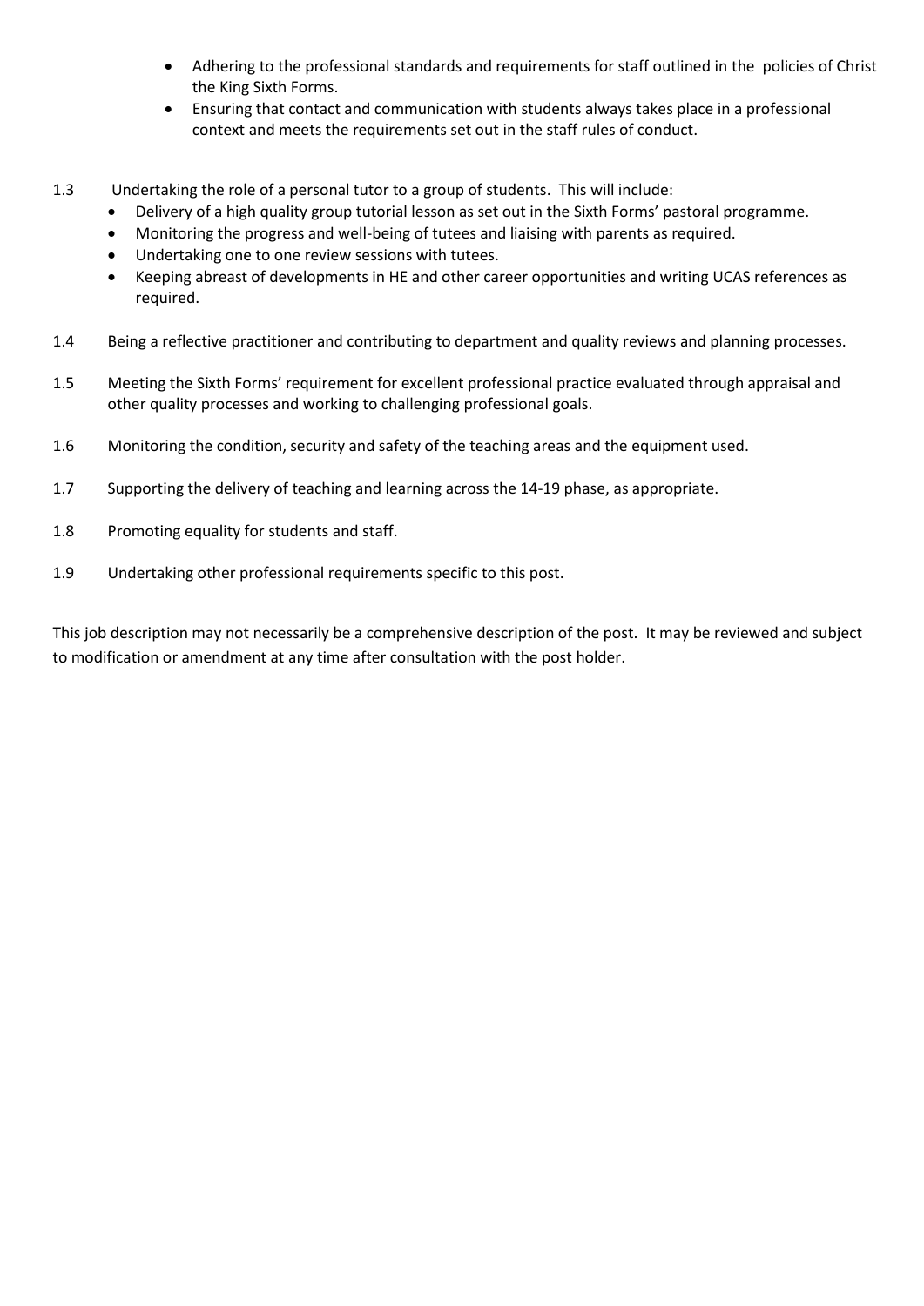- Adhering to the professional standards and requirements for staff outlined in the policies of Christ the King Sixth Forms.
- Ensuring that contact and communication with students always takes place in a professional context and meets the requirements set out in the staff rules of conduct.

1.3 Undertaking the role of a personal tutor to a group of students. This will include:

- Delivery of a high quality group tutorial lesson as set out in the Sixth Forms' pastoral programme.
- Monitoring the progress and well-being of tutees and liaising with parents as required.
- Undertaking one to one review sessions with tutees.
- Keeping abreast of developments in HE and other career opportunities and writing UCAS references as required.

1.4 Being a reflective practitioner and contributing to department and quality reviews and planning processes.

1.5 Meeting the Sixth Forms' requirement for excellent professional practice evaluated through appraisal and other quality processes and working to challenging professional goals.

1.6 Monitoring the condition, security and safety of the teaching areas and the equipment used.

1.7 Supporting the delivery of teaching and learning across the 14-19 phase, as appropriate.

1.8 Promoting equality for students and staff.

1.9 Undertaking other professional requirements specific to this post.

This job description may not necessarily be a comprehensive description of the post. It may be reviewed and subject to modification or amendment at any time after consultation with the post holder.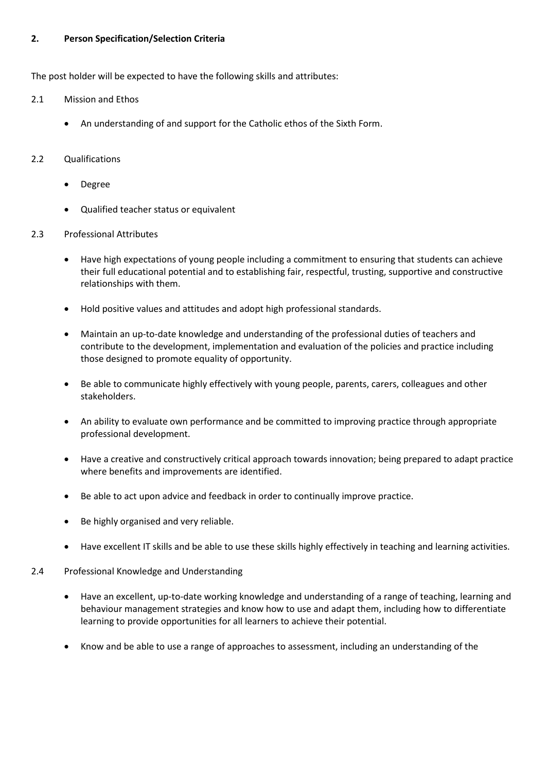## 2. Person Specification/Selection Criteria

The post holder will be expected to have the following skills and attributes:

2.1 Mission and Ethos

- An understanding of and support for the Catholic ethos of the Sixth Form.

2.2 Qualifications

- Degree
- Qualified teacher status or equivalent

2.3 Professional Attributes

- Have high expectations of young people including a commitment to ensuring that students can achieve their full educational potential and to establishing fair, respectful, trusting, supportive and constructive relationships with them.
- Hold positive values and attitudes and adopt high professional standards.
- Maintain an up-to-date knowledge and understanding of the professional duties of teachers and contribute to the development, implementation and evaluation of the policies and practice including those designed to promote equality of opportunity.
- Be able to communicate highly effectively with young people, parents, carers, colleagues and other stakeholders.
- An ability to evaluate own performance and be committed to improving practice through appropriate professional development.
- Have a creative and constructively critical approach towards innovation; being prepared to adapt practice where benefits and improvements are identified.
- Be able to act upon advice and feedback in order to continually improve practice.
- Be highly organised and very reliable.
- Have excellent IT skills and be able to use these skills highly effectively in teaching and learning activities.

2.4 Professional Knowledge and Understanding

- Have an excellent, up-to-date working knowledge and understanding of a range of teaching, learning and behaviour management strategies and know how to use and adapt them, including how to differentiate learning to provide opportunities for all learners to achieve their potential.
- Know and be able to use a range of approaches to assessment, including an understanding of the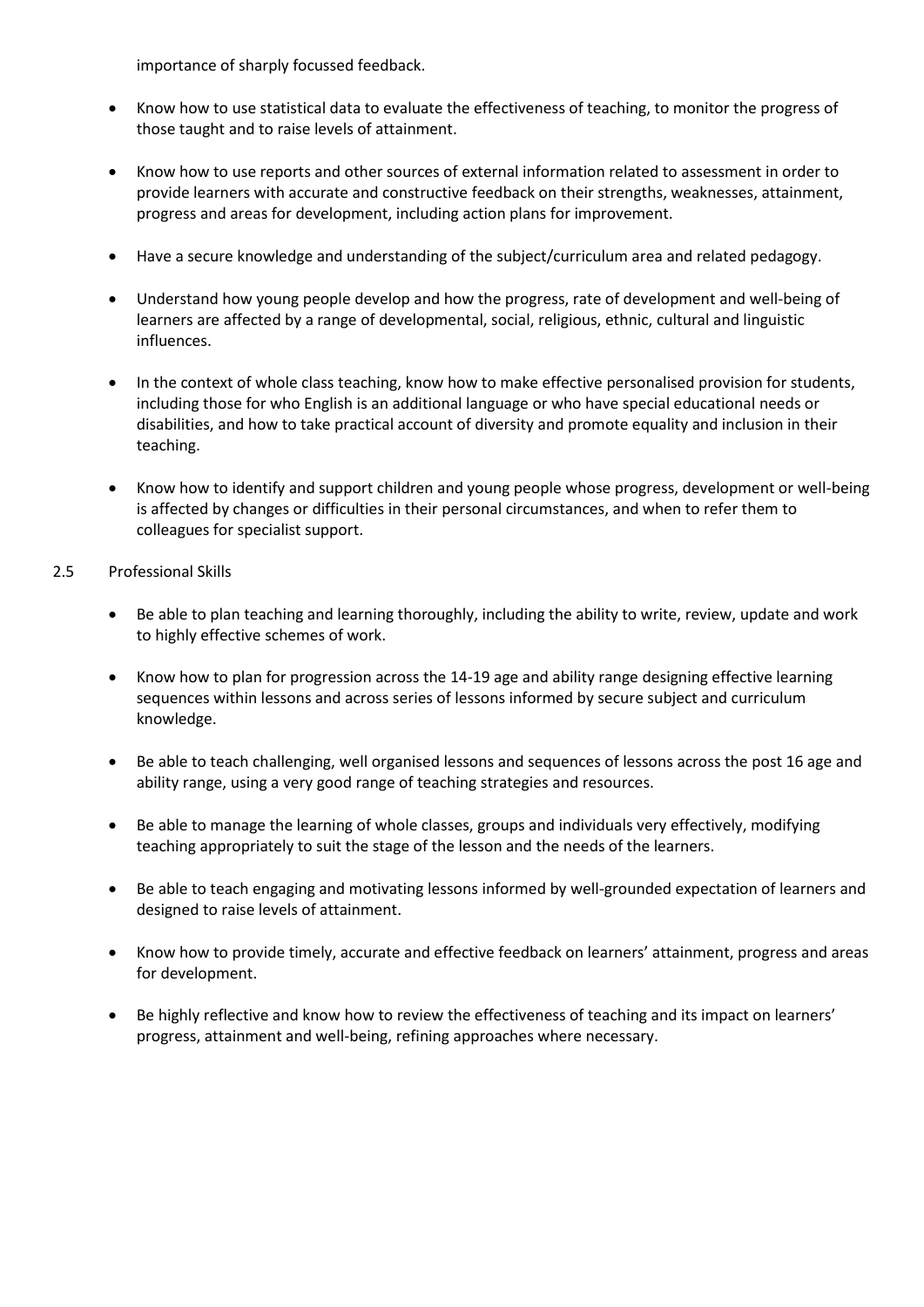importance of sharply focussed feedback.

- Know how to use statistical data to evaluate the effectiveness of teaching, to monitor the progress of those taught and to raise levels of attainment.
- Know how to use reports and other sources of external information related to assessment in order to provide learners with accurate and constructive feedback on their strengths, weaknesses, attainment, progress and areas for development, including action plans for improvement.
- Have a secure knowledge and understanding of the subject/curriculum area and related pedagogy.
- Understand how young people develop and how the progress, rate of development and well-being of learners are affected by a range of developmental, social, religious, ethnic, cultural and linguistic influences.
- In the context of whole class teaching, know how to make effective personalised provision for students, including those for who English is an additional language or who have special educational needs or disabilities, and how to take practical account of diversity and promote equality and inclusion in their teaching.
- Know how to identify and support children and young people whose progress, development or well-being is affected by changes or difficulties in their personal circumstances, and when to refer them to colleagues for specialist support.

2.5 Professional Skills

- Be able to plan teaching and learning thoroughly, including the ability to write, review, update and work to highly effective schemes of work.
- Know how to plan for progression across the 14-19 age and ability range designing effective learning sequences within lessons and across series of lessons informed by secure subject and curriculum knowledge.
- Be able to teach challenging, well organised lessons and sequences of lessons across the post 16 age and ability range, using a very good range of teaching strategies and resources.
- Be able to manage the learning of whole classes, groups and individuals very effectively, modifying teaching appropriately to suit the stage of the lesson and the needs of the learners.
- Be able to teach engaging and motivating lessons informed by well-grounded expectation of learners and designed to raise levels of attainment.
- Know how to provide timely, accurate and effective feedback on learners' attainment, progress and areas for development.
- Be highly reflective and know how to review the effectiveness of teaching and its impact on learners' progress, attainment and well-being, refining approaches where necessary.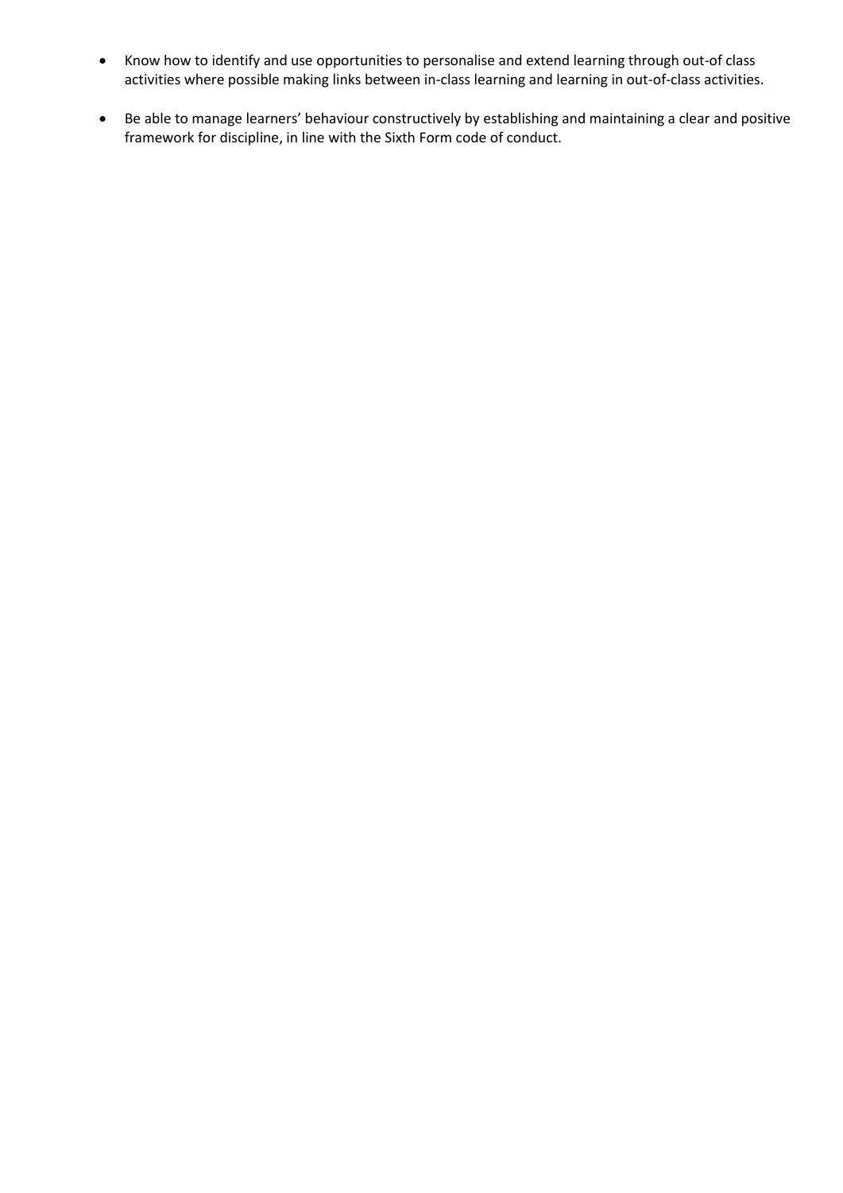- Know how to identify and use opportunities to personalise and extend learning through out-of class activities where possible making links between in-class learning and learning in out-of-class activities.
- Be able to manage learners' behaviour constructively by establishing and maintaining a clear and positive framework for discipline, in line with the Sixth Form code of conduct.